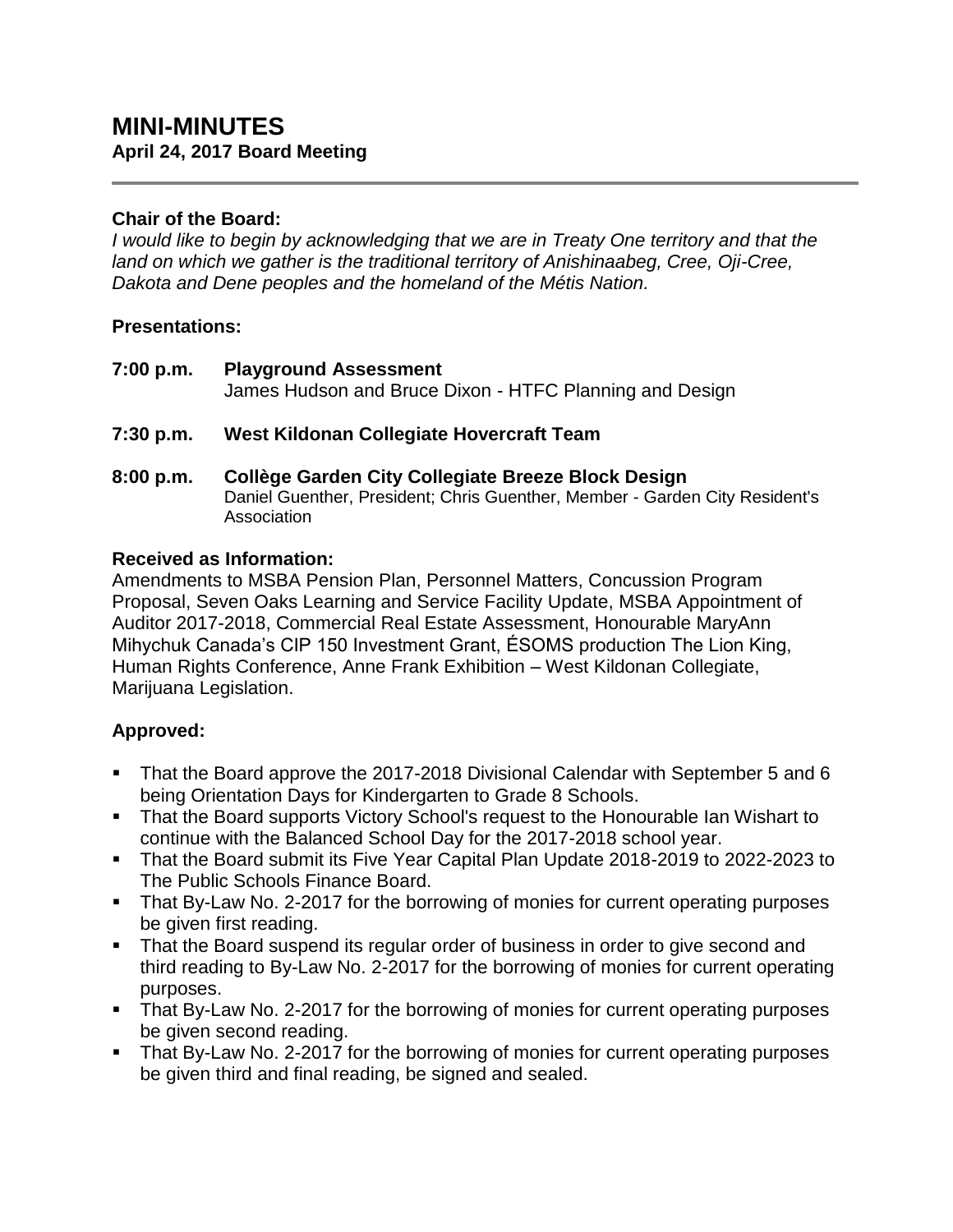# MINI-MINUTES

**April 24, 2017 Board Meeting**

---

**Chair of the Board:**

*I would like to begin by acknowledging that we are in Treaty One territory and that the land on which we gather is the traditional territory of Anishinaabeg, Cree, Oji-Cree, Dakota and Dene peoples and the homeland of the Métis Nation.*

**Presentations:**

**7:00 p.m.** **Playground Assessment**
James Hudson and Bruce Dixon - HTFC Planning and Design

**7:30 p.m.** **West Kildonan Collegiate Hovercraft Team**

**8:00 p.m.** **Collège Garden City Collegiate Breeze Block Design**
Daniel Guenther, President; Chris Guenther, Member - Garden City Resident's Association

**Received as Information:**

Amendments to MSBA Pension Plan, Personnel Matters, Concussion Program Proposal, Seven Oaks Learning and Service Facility Update, MSBA Appointment of Auditor 2017-2018, Commercial Real Estate Assessment, Honourable MaryAnn Mihychuk Canada's CIP 150 Investment Grant, ÉSOMS production The Lion King, Human Rights Conference, Anne Frank Exhibition – West Kildonan Collegiate, Marijuana Legislation.

**Approved:**

- That the Board approve the 2017-2018 Divisional Calendar with September 5 and 6 being Orientation Days for Kindergarten to Grade 8 Schools.
- That the Board supports Victory School's request to the Honourable Ian Wishart to continue with the Balanced School Day for the 2017-2018 school year.
- That the Board submit its Five Year Capital Plan Update 2018-2019 to 2022-2023 to The Public Schools Finance Board.
- That By-Law No. 2-2017 for the borrowing of monies for current operating purposes be given first reading.
- That the Board suspend its regular order of business in order to give second and third reading to By-Law No. 2-2017 for the borrowing of monies for current operating purposes.
- That By-Law No. 2-2017 for the borrowing of monies for current operating purposes be given second reading.
- That By-Law No. 2-2017 for the borrowing of monies for current operating purposes be given third and final reading, be signed and sealed.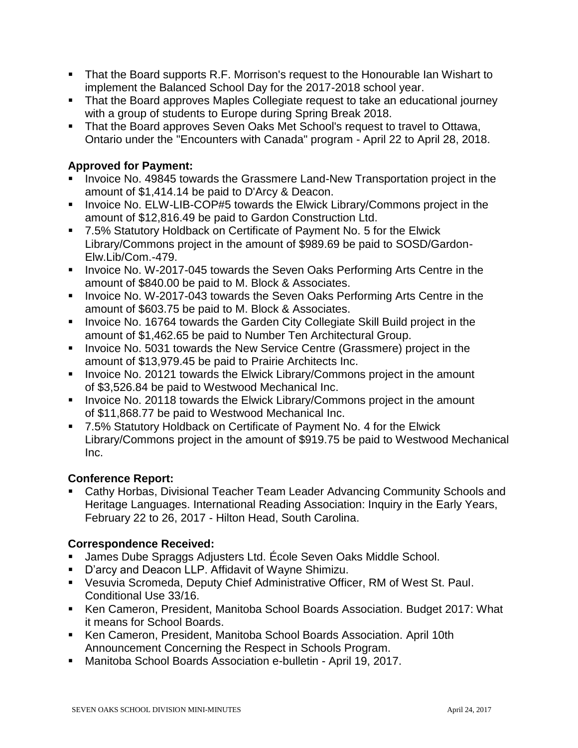- That the Board supports R.F. Morrison's request to the Honourable Ian Wishart to implement the Balanced School Day for the 2017-2018 school year.
- That the Board approves Maples Collegiate request to take an educational journey with a group of students to Europe during Spring Break 2018.
- That the Board approves Seven Oaks Met School's request to travel to Ottawa, Ontario under the "Encounters with Canada" program - April 22 to April 28, 2018.

**Approved for Payment:**

- Invoice No. 49845 towards the Grassmere Land-New Transportation project in the amount of $1,414.14 be paid to D'Arcy & Deacon.
- Invoice No. ELW-LIB-COP#5 towards the Elwick Library/Commons project in the amount of $12,816.49 be paid to Gardon Construction Ltd.
- 7.5% Statutory Holdback on Certificate of Payment No. 5 for the Elwick Library/Commons project in the amount of $989.69 be paid to SOSD/Gardon-Elw.Lib/Com.-479.
- Invoice No. W-2017-045 towards the Seven Oaks Performing Arts Centre in the amount of $840.00 be paid to M. Block & Associates.
- Invoice No. W-2017-043 towards the Seven Oaks Performing Arts Centre in the amount of $603.75 be paid to M. Block & Associates.
- Invoice No. 16764 towards the Garden City Collegiate Skill Build project in the amount of $1,462.65 be paid to Number Ten Architectural Group.
- Invoice No. 5031 towards the New Service Centre (Grassmere) project in the amount of $13,979.45 be paid to Prairie Architects Inc.
- Invoice No. 20121 towards the Elwick Library/Commons project in the amount of $3,526.84 be paid to Westwood Mechanical Inc.
- Invoice No. 20118 towards the Elwick Library/Commons project in the amount of $11,868.77 be paid to Westwood Mechanical Inc.
- 7.5% Statutory Holdback on Certificate of Payment No. 4 for the Elwick Library/Commons project in the amount of $919.75 be paid to Westwood Mechanical Inc.

**Conference Report:**

- Cathy Horbas, Divisional Teacher Team Leader Advancing Community Schools and Heritage Languages. International Reading Association: Inquiry in the Early Years, February 22 to 26, 2017 - Hilton Head, South Carolina.

**Correspondence Received:**

- James Dube Spraggs Adjusters Ltd. École Seven Oaks Middle School.
- D'arcy and Deacon LLP. Affidavit of Wayne Shimizu.
- Vesuvia Scromeda, Deputy Chief Administrative Officer, RM of West St. Paul. Conditional Use 33/16.
- Ken Cameron, President, Manitoba School Boards Association. Budget 2017: What it means for School Boards.
- Ken Cameron, President, Manitoba School Boards Association. April 10th Announcement Concerning the Respect in Schools Program.
- Manitoba School Boards Association e-bulletin - April 19, 2017.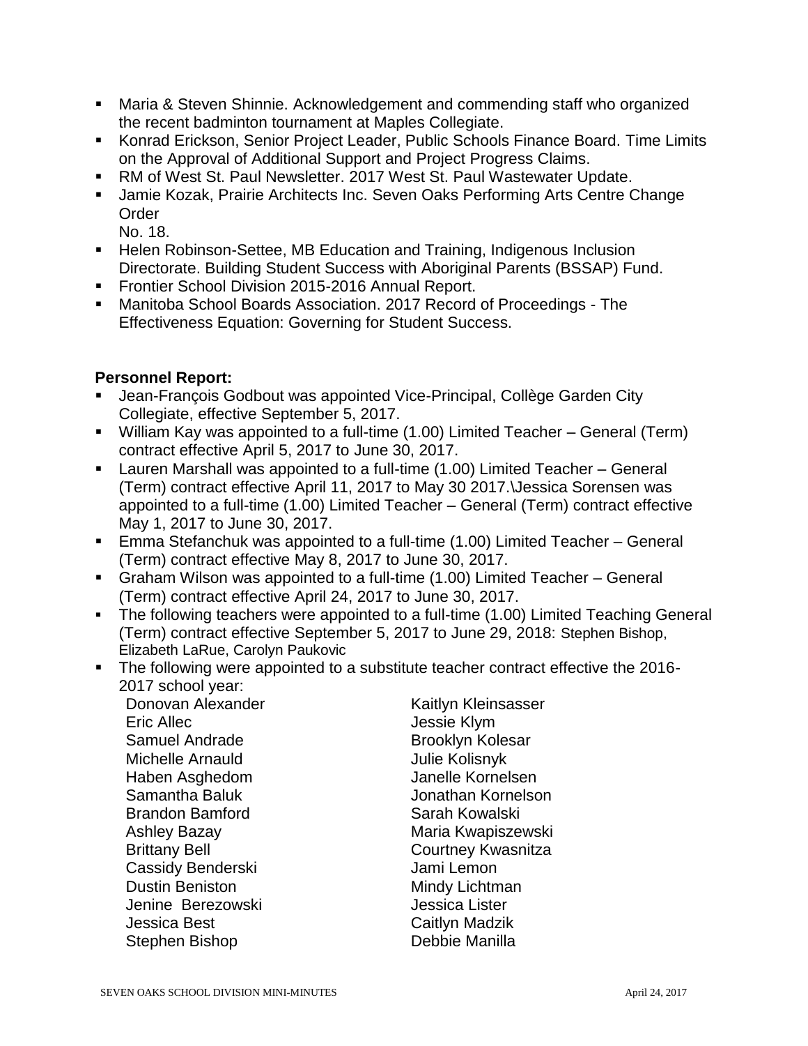- Maria & Steven Shinnie. Acknowledgement and commending staff who organized the recent badminton tournament at Maples Collegiate.
- Konrad Erickson, Senior Project Leader, Public Schools Finance Board. Time Limits on the Approval of Additional Support and Project Progress Claims.
- RM of West St. Paul Newsletter. 2017 West St. Paul Wastewater Update.
- Jamie Kozak, Prairie Architects Inc. Seven Oaks Performing Arts Centre Change Order
  No. 18.
- Helen Robinson-Settee, MB Education and Training, Indigenous Inclusion Directorate. Building Student Success with Aboriginal Parents (BSSAP) Fund.
- Frontier School Division 2015-2016 Annual Report.
- Manitoba School Boards Association. 2017 Record of Proceedings - The Effectiveness Equation: Governing for Student Success.

**Personnel Report:**

- Jean-François Godbout was appointed Vice-Principal, Collège Garden City Collegiate, effective September 5, 2017.
- William Kay was appointed to a full-time (1.00) Limited Teacher – General (Term) contract effective April 5, 2017 to June 30, 2017.
- Lauren Marshall was appointed to a full-time (1.00) Limited Teacher – General (Term) contract effective April 11, 2017 to May 30 2017.\Jessica Sorensen was appointed to a full-time (1.00) Limited Teacher – General (Term) contract effective May 1, 2017 to June 30, 2017.
- Emma Stefanchuk was appointed to a full-time (1.00) Limited Teacher – General (Term) contract effective May 8, 2017 to June 30, 2017.
- Graham Wilson was appointed to a full-time (1.00) Limited Teacher – General (Term) contract effective April 24, 2017 to June 30, 2017.
- The following teachers were appointed to a full-time (1.00) Limited Teaching General (Term) contract effective September 5, 2017 to June 29, 2018: Stephen Bishop, Elizabeth LaRue, Carolyn Paukovic
- The following were appointed to a substitute teacher contract effective the 2016-2017 school year:

  Donovan Alexander
  Eric Allec
  Samuel Andrade
  Michelle Arnauld
  Haben Asghedom
  Samantha Baluk
  Brandon Bamford
  Ashley Bazay
  Brittany Bell
  Cassidy Benderski
  Dustin Beniston
  Jenine Berezowski
  Jessica Best
  Stephen Bishop
  Kaitlyn Kleinsasser
  Jessie Klym
  Brooklyn Kolesar
  Julie Kolisnyk
  Janelle Kornelsen
  Jonathan Kornelson
  Sarah Kowalski
  Maria Kwapiszewski
  Courtney Kwasnitza
  Jami Lemon
  Mindy Lichtman
  Jessica Lister
  Caitlyn Madzik
  Debbie Manilla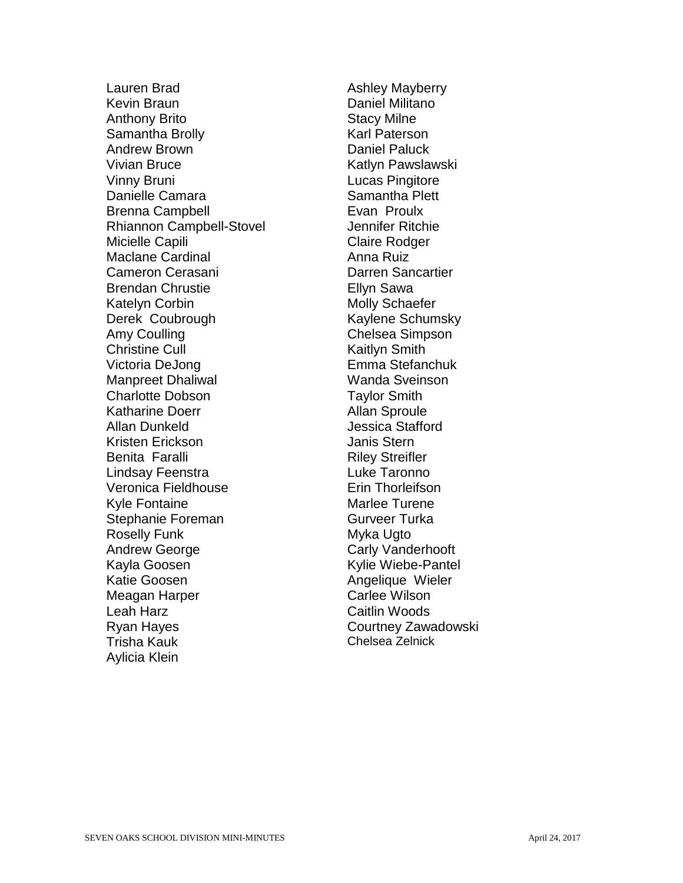Lauren Brad
Kevin Braun
Anthony Brito
Samantha Brolly
Andrew Brown
Vivian Bruce
Vinny Bruni
Danielle Camara
Brenna Campbell
Rhiannon Campbell-Stovel
Micielle Capili
Maclane Cardinal
Cameron Cerasani
Brendan Chrustie
Katelyn Corbin
Derek Coubrough
Amy Coulling
Christine Cull
Victoria DeJong
Manpreet Dhaliwal
Charlotte Dobson
Katharine Doerr
Allan Dunkeld
Kristen Erickson
Benita Faralli
Lindsay Feenstra
Veronica Fieldhouse
Kyle Fontaine
Stephanie Foreman
Roselly Funk
Andrew George
Kayla Goosen
Katie Goosen
Meagan Harper
Leah Harz
Ryan Hayes
Trisha Kauk
Aylicia Klein
Ashley Mayberry
Daniel Militano
Stacy Milne
Karl Paterson
Daniel Paluck
Katlyn Pawslawski
Lucas Pingitore
Samantha Plett
Evan Proulx
Jennifer Ritchie
Claire Rodger
Anna Ruiz
Darren Sancartier
Ellyn Sawa
Molly Schaefer
Kaylene Schumsky
Chelsea Simpson
Kaitlyn Smith
Emma Stefanchuk
Wanda Sveinson
Taylor Smith
Allan Sproule
Jessica Stafford
Janis Stern
Riley Streifler
Luke Taronno
Erin Thorleifson
Marlee Turene
Gurveer Turka
Myka Ugto
Carly Vanderhooft
Kylie Wiebe-Pantel
Angelique Wieler
Carlee Wilson
Caitlin Woods
Courtney Zawadowski
Chelsea Zelnick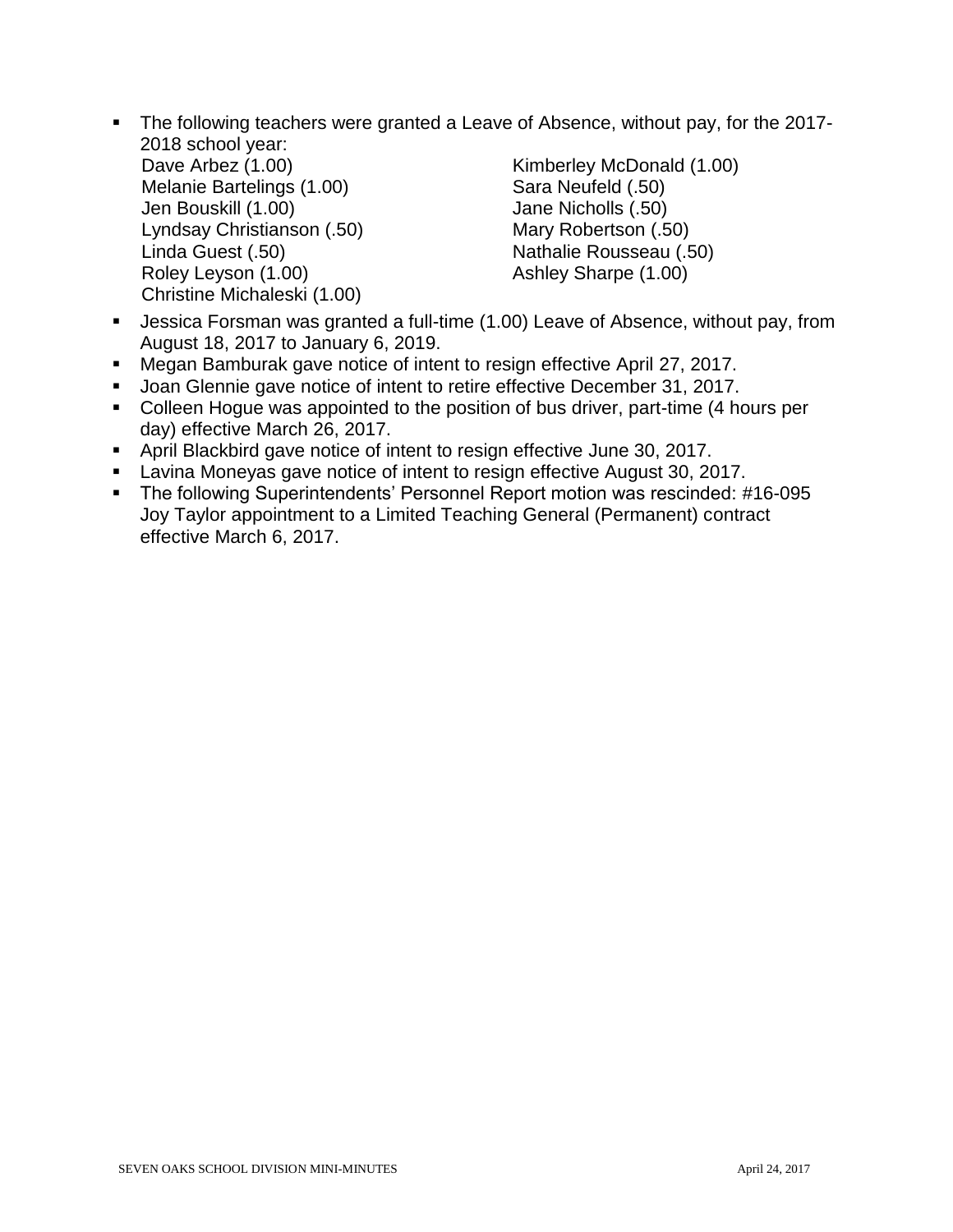- The following teachers were granted a Leave of Absence, without pay, for the 2017-2018 school year:

  Dave Arbez (1.00)
  Melanie Bartelings (1.00)
  Jen Bouskill (1.00)
  Lyndsay Christianson (.50)
  Linda Guest (.50)
  Roley Leyson (1.00)
  Christine Michaleski (1.00)
  Kimberley McDonald (1.00)
  Sara Neufeld (.50)
  Jane Nicholls (.50)
  Mary Robertson (.50)
  Nathalie Rousseau (.50)
  Ashley Sharpe (1.00)

- Jessica Forsman was granted a full-time (1.00) Leave of Absence, without pay, from August 18, 2017 to January 6, 2019.
- Megan Bamburak gave notice of intent to resign effective April 27, 2017.
- Joan Glennie gave notice of intent to retire effective December 31, 2017.
- Colleen Hogue was appointed to the position of bus driver, part-time (4 hours per day) effective March 26, 2017.
- April Blackbird gave notice of intent to resign effective June 30, 2017.
- Lavina Moneyas gave notice of intent to resign effective August 30, 2017.
- The following Superintendents' Personnel Report motion was rescinded: #16-095 Joy Taylor appointment to a Limited Teaching General (Permanent) contract effective March 6, 2017.